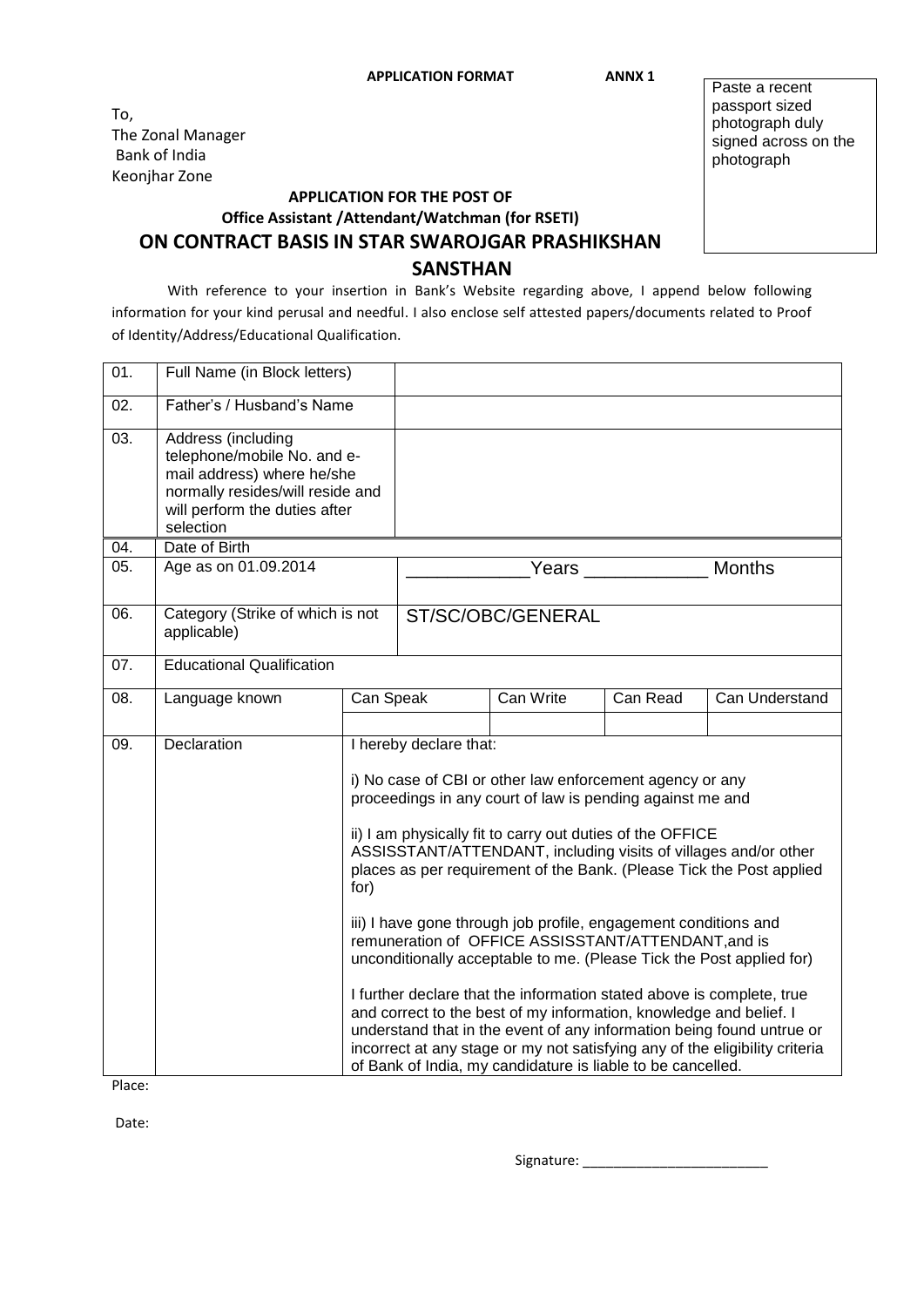**APPLICATION FORMAT** **ANNX 1**

Paste a recent passport sized photograph duly signed across on the photograph

To,
The Zonal Manager
Bank of India
Keonjhar Zone

**APPLICATION FOR THE POST OF**

**Office Assistant /Attendant/Watchman (for RSETI)**

## ON CONTRACT BASIS IN STAR SWAROJGAR PRASHIKSHAN SANSTHAN

With reference to your insertion in Bank's Website regarding above, I append below following information for your kind perusal and needful. I also enclose self attested papers/documents related to Proof of Identity/Address/Educational Qualification.

| | | | | | | |
|---|---|---|---|---|---|---|
| 01. | Full Name (in Block letters) | | | | | |
| 02. | Father's / Husband's Name | | | | | |
| 03. | Address (including telephone/mobile No. and e-mail address) where he/she normally resides/will reside and will perform the duties after selection | | | | | |
| 04. | Date of Birth | | | | | |
| 05. | Age as on 01.09.2014 | | ____________Years ____________ Months | | | |
| 06. | Category (Strike of which is not applicable) | | ST/SC/OBC/GENERAL | | | |
| 07. | Educational Qualification | | | | | |
| 08. | Language known | Can Speak | | Can Write | Can Read | Can Understand |
| | | | | | | |
| 09. | Declaration | I hereby declare that:<br><br>i) No case of CBI or other law enforcement agency or any proceedings in any court of law is pending against me and<br><br>ii) I am physically fit to carry out duties of the OFFICE ASSISSTANT/ATTENDANT, including visits of villages and/or other places as per requirement of the Bank. (Please Tick the Post applied for)<br><br>iii) I have gone through job profile, engagement conditions and remuneration of OFFICE ASSISSTANT/ATTENDANT,and is unconditionally acceptable to me. (Please Tick the Post applied for)<br><br>I further declare that the information stated above is complete, true and correct to the best of my information, knowledge and belief. I understand that in the event of any information being found untrue or incorrect at any stage or my not satisfying any of the eligibility criteria of Bank of India, my candidature is liable to be cancelled. | | | | |

Place:

Date:

Signature: ________________________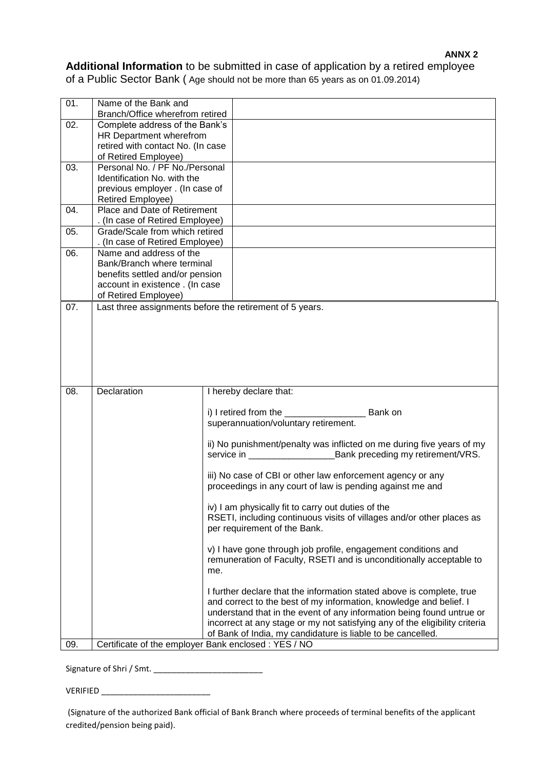**ANNX 2**

**Additional Information** to be submitted in case of application by a retired employee of a Public Sector Bank ( Age should not be more than 65 years as on 01.09.2014)

| | | |
|---|---|---|
| 01. | Name of the Bank and Branch/Office wherefrom retired | |
| 02. | Complete address of the Bank's HR Department wherefrom retired with contact No. (In case of Retired Employee) | |
| 03. | Personal No. / PF No./Personal Identification No. with the previous employer . (In case of Retired Employee) | |
| 04. | Place and Date of Retirement . (In case of Retired Employee) | |
| 05. | Grade/Scale from which retired . (In case of Retired Employee) | |
| 06. | Name and address of the Bank/Branch where terminal benefits settled and/or pension account in existence . (In case of Retired Employee) | |
| 07. | Last three assignments before the retirement of 5 years. | |
| 08. | Declaration | I hereby declare that:<br><br>i) I retired from the ________________ Bank on superannuation/voluntary retirement.<br><br>ii) No punishment/penalty was inflicted on me during five years of my service in _________________Bank preceding my retirement/VRS.<br><br>iii) No case of CBI or other law enforcement agency or any proceedings in any court of law is pending against me and<br><br>iv) I am physically fit to carry out duties of the RSETI, including continuous visits of villages and/or other places as per requirement of the Bank.<br><br>v) I have gone through job profile, engagement conditions and remuneration of Faculty, RSETI and is unconditionally acceptable to me.<br><br>I further declare that the information stated above is complete, true and correct to the best of my information, knowledge and belief. I understand that in the event of any information being found untrue or incorrect at any stage or my not satisfying any of the eligibility criteria of Bank of India, my candidature is liable to be cancelled. |
| 09. | Certificate of the employer Bank enclosed : YES / NO | |

Signature of Shri / Smt. ________________________

VERIFIED ________________________

(Signature of the authorized Bank official of Bank Branch where proceeds of terminal benefits of the applicant credited/pension being paid).